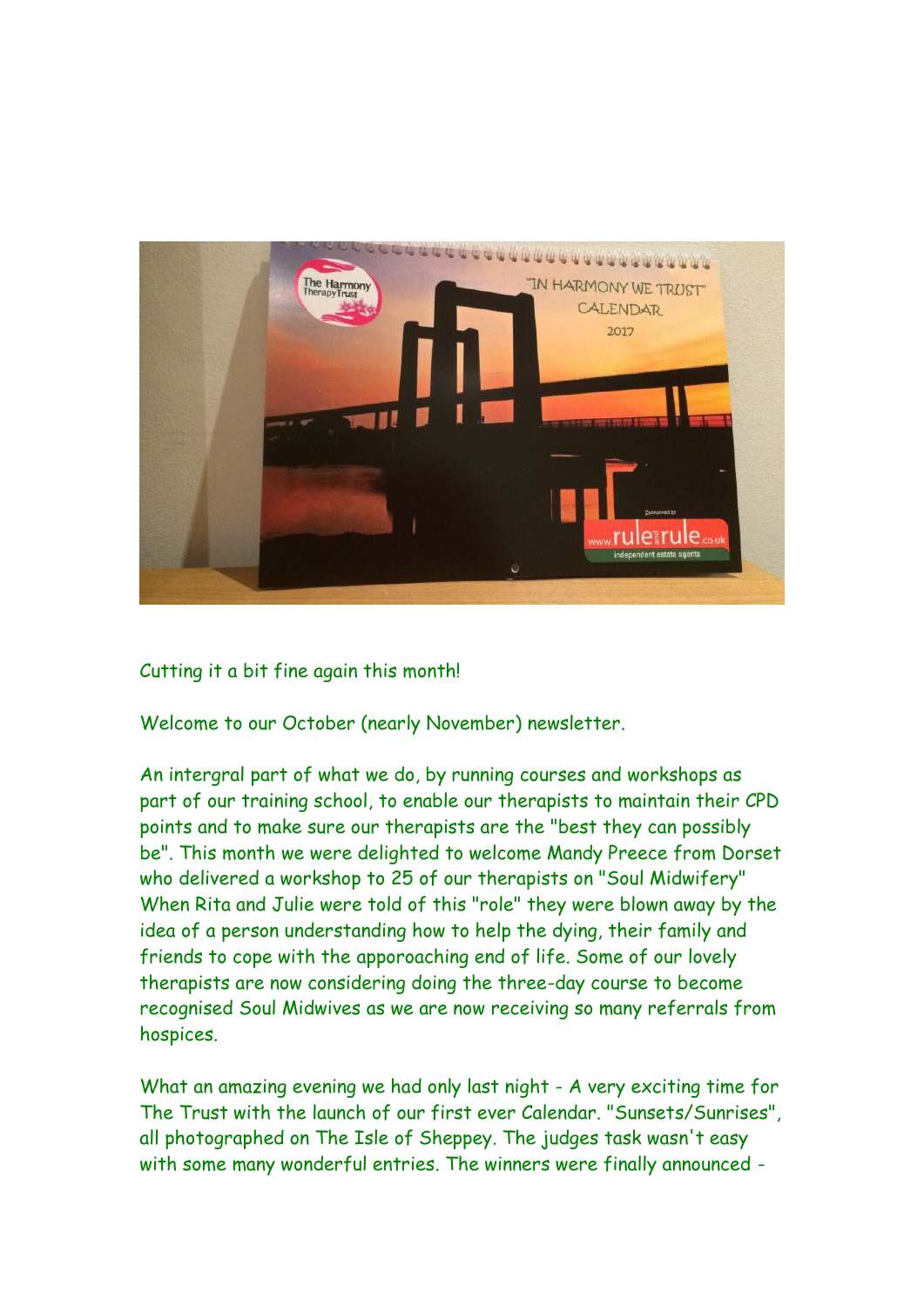Cutting it a bit fine again this month!

Welcome to our October (nearly November) newsletter.

An intergral part of what we do, by running courses and workshops as part of our training school, to enable our therapists to maintain their CPD points and to make sure our therapists are the "best they can possibly be". This month we were delighted to welcome Mandy Preece from Dorset who delivered a workshop to 25 of our therapists on "Soul Midwifery" When Rita and Julie were told of this "role" they were blown away by the idea of a person understanding how to help the dying, their family and friends to cope with the apporoaching end of life. Some of our lovely therapists are now considering doing the three-day course to become recognised Soul Midwives as we are now receiving so many referrals from hospices.

What an amazing evening we had only last night - A very exciting time for The Trust with the launch of our first ever Calendar. "Sunsets/Sunrises", all photographed on The Isle of Sheppey. The judges task wasn't easy with some many wonderful entries. The winners were finally announced -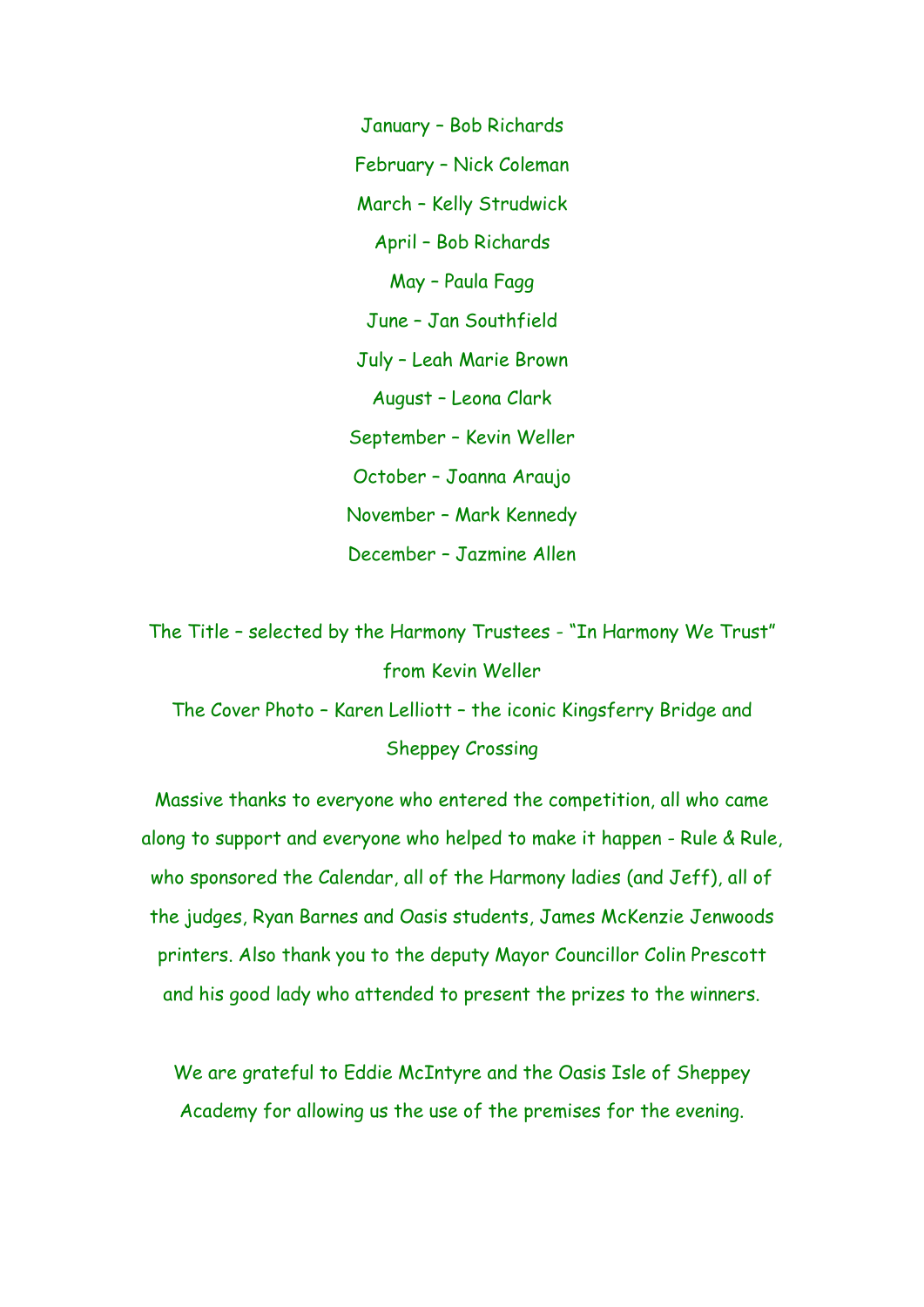January – Bob Richards

February – Nick Coleman

March – Kelly Strudwick

April – Bob Richards

May – Paula Fagg

June – Jan Southfield

July – Leah Marie Brown

August – Leona Clark

September – Kevin Weller

October – Joanna Araujo

November – Mark Kennedy

December – Jazmine Allen

The Title – selected by the Harmony Trustees - "In Harmony We Trust" from Kevin Weller

The Cover Photo – Karen Lelliott – the iconic Kingsferry Bridge and Sheppey Crossing

Massive thanks to everyone who entered the competition, all who came along to support and everyone who helped to make it happen - Rule & Rule, who sponsored the Calendar, all of the Harmony ladies (and Jeff), all of the judges, Ryan Barnes and Oasis students, James McKenzie Jenwoods printers. Also thank you to the deputy Mayor Councillor Colin Prescott and his good lady who attended to present the prizes to the winners.

We are grateful to Eddie McIntyre and the Oasis Isle of Sheppey Academy for allowing us the use of the premises for the evening.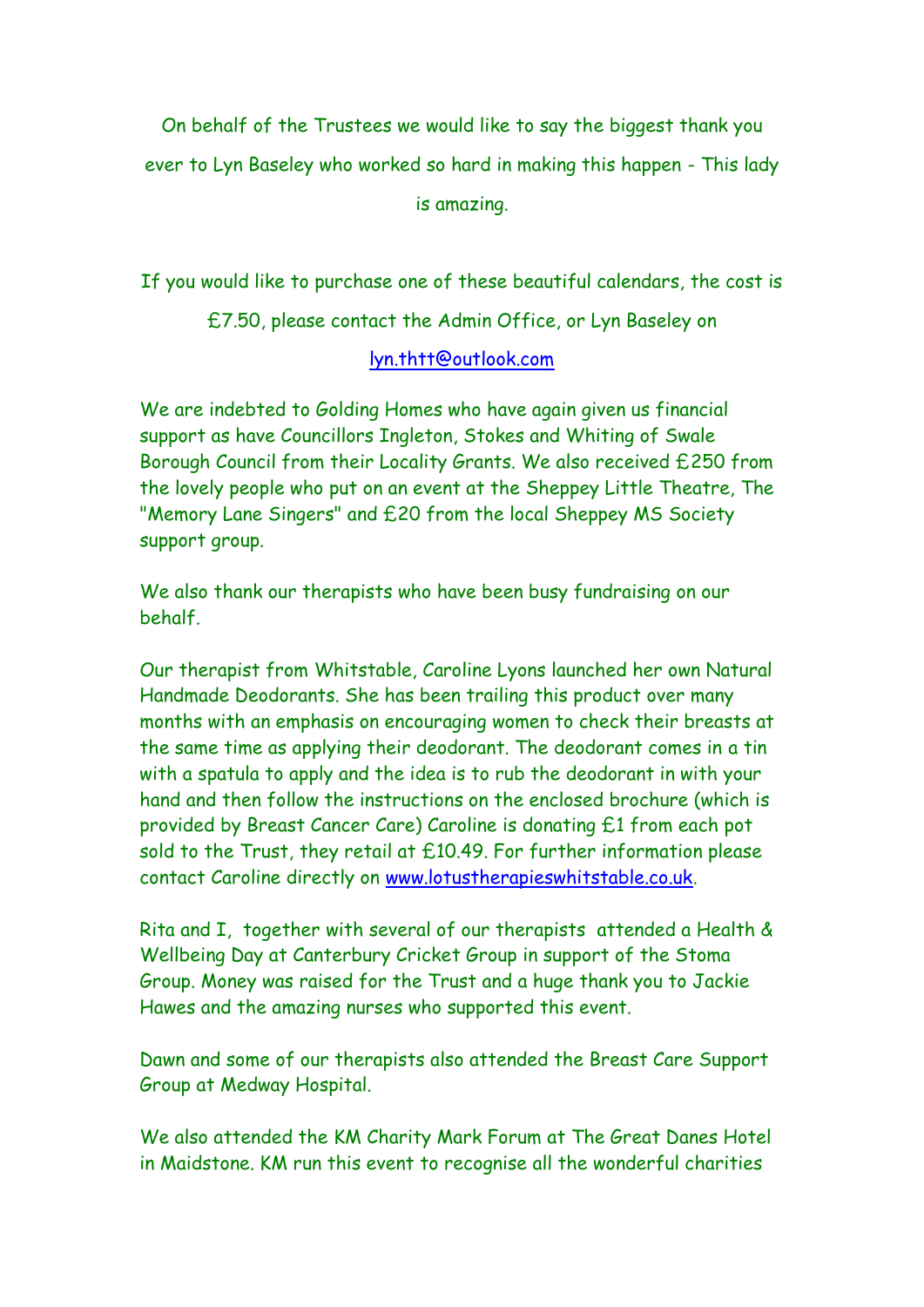On behalf of the Trustees we would like to say the biggest thank you ever to Lyn Baseley who worked so hard in making this happen - This lady is amazing.

If you would like to purchase one of these beautiful calendars, the cost is £7.50, please contact the Admin Office, or Lyn Baseley on

lyn.thtt@outlook.com

We are indebted to Golding Homes who have again given us financial support as have Councillors Ingleton, Stokes and Whiting of Swale Borough Council from their Locality Grants. We also received £250 from the lovely people who put on an event at the Sheppey Little Theatre, The "Memory Lane Singers" and £20 from the local Sheppey MS Society support group.

We also thank our therapists who have been busy fundraising on our behalf.

Our therapist from Whitstable, Caroline Lyons launched her own Natural Handmade Deodorants. She has been trailing this product over many months with an emphasis on encouraging women to check their breasts at the same time as applying their deodorant. The deodorant comes in a tin with a spatula to apply and the idea is to rub the deodorant in with your hand and then follow the instructions on the enclosed brochure (which is provided by Breast Cancer Care) Caroline is donating £1 from each pot sold to the Trust, they retail at £10.49. For further information please contact Caroline directly on www.lotustherapieswhitstable.co.uk.

Rita and I, together with several of our therapists attended a Health & Wellbeing Day at Canterbury Cricket Group in support of the Stoma Group. Money was raised for the Trust and a huge thank you to Jackie Hawes and the amazing nurses who supported this event.

Dawn and some of our therapists also attended the Breast Care Support Group at Medway Hospital.

We also attended the KM Charity Mark Forum at The Great Danes Hotel in Maidstone. KM run this event to recognise all the wonderful charities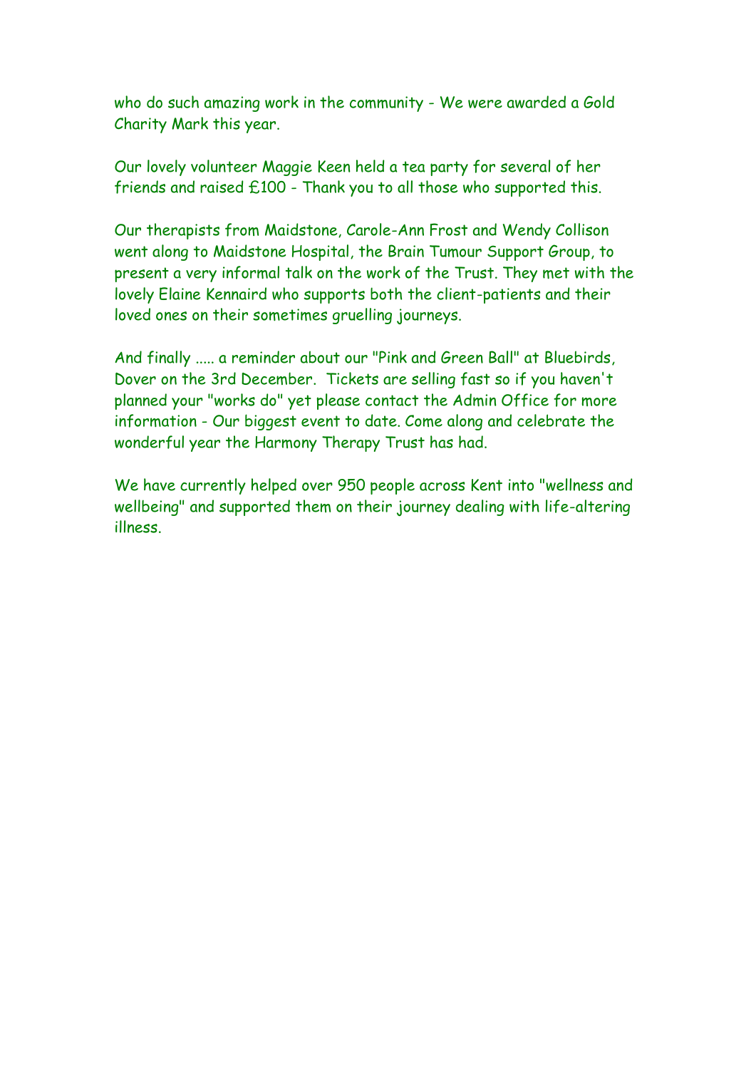who do such amazing work in the community - We were awarded a Gold Charity Mark this year.

Our lovely volunteer Maggie Keen held a tea party for several of her friends and raised £100 - Thank you to all those who supported this.

Our therapists from Maidstone, Carole-Ann Frost and Wendy Collison went along to Maidstone Hospital, the Brain Tumour Support Group, to present a very informal talk on the work of the Trust. They met with the lovely Elaine Kennaird who supports both the client-patients and their loved ones on their sometimes gruelling journeys.

And finally ..... a reminder about our "Pink and Green Ball" at Bluebirds, Dover on the 3rd December. Tickets are selling fast so if you haven't planned your "works do" yet please contact the Admin Office for more information - Our biggest event to date. Come along and celebrate the wonderful year the Harmony Therapy Trust has had.

We have currently helped over 950 people across Kent into "wellness and wellbeing" and supported them on their journey dealing with life-altering illness.